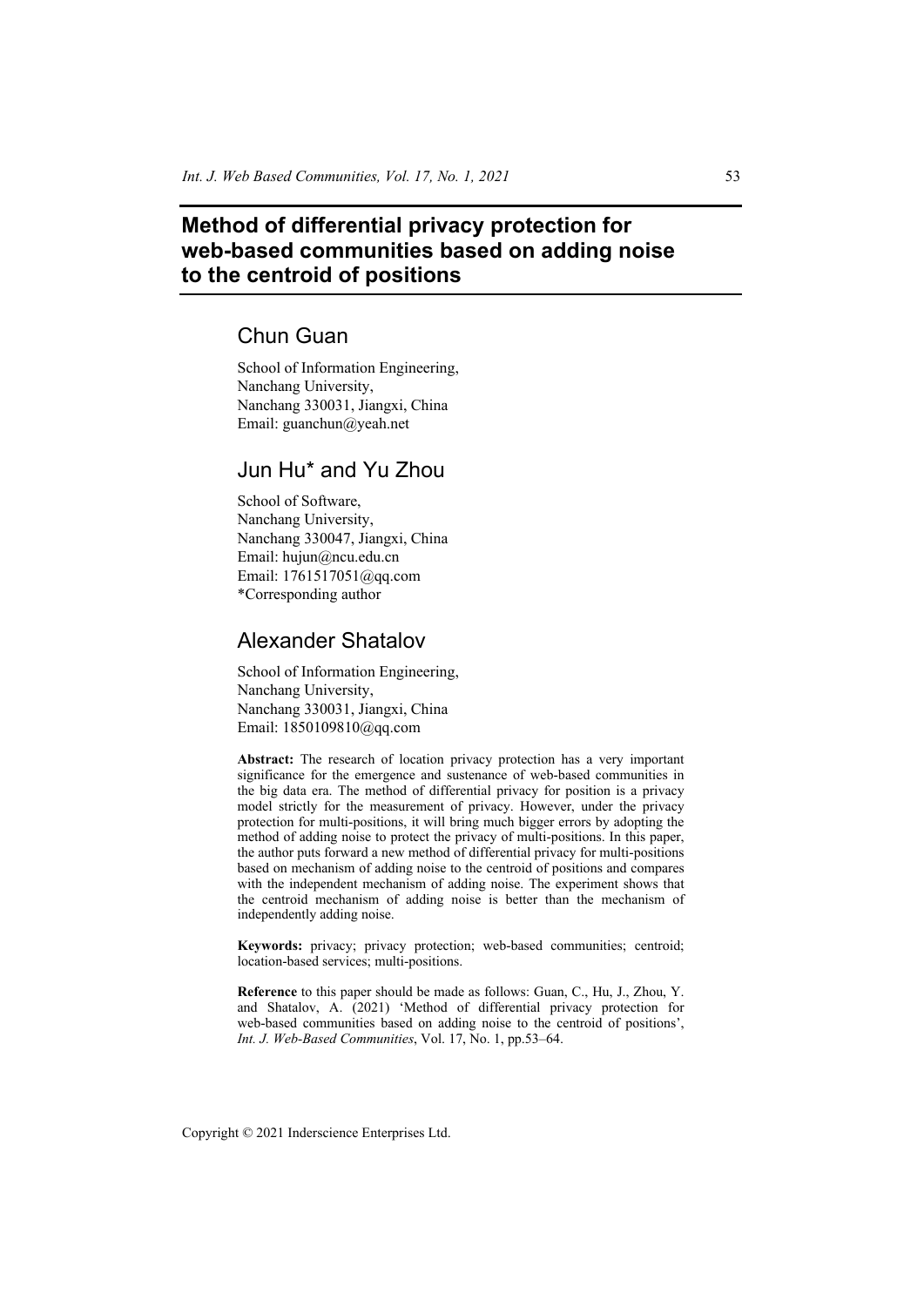# Method of differential privacy protection for web-based communities based on adding noise to the centroid of positions

## Chun Guan

School of Information Engineering,
Nanchang University,
Nanchang 330031, Jiangxi, China
Email: guanchun@yeah.net

## Jun Hu* and Yu Zhou

School of Software,
Nanchang University,
Nanchang 330047, Jiangxi, China
Email: hujun@ncu.edu.cn
Email: 1761517051@qq.com
*Corresponding author

## Alexander Shatalov

School of Information Engineering,
Nanchang University,
Nanchang 330031, Jiangxi, China
Email: 1850109810@qq.com

**Abstract:** The research of location privacy protection has a very important significance for the emergence and sustenance of web-based communities in the big data era. The method of differential privacy for position is a privacy model strictly for the measurement of privacy. However, under the privacy protection for multi-positions, it will bring much bigger errors by adopting the method of adding noise to protect the privacy of multi-positions. In this paper, the author puts forward a new method of differential privacy for multi-positions based on mechanism of adding noise to the centroid of positions and compares with the independent mechanism of adding noise. The experiment shows that the centroid mechanism of adding noise is better than the mechanism of independently adding noise.

**Keywords:** privacy; privacy protection; web-based communities; centroid; location-based services; multi-positions.

**Reference** to this paper should be made as follows: Guan, C., Hu, J., Zhou, Y. and Shatalov, A. (2021) 'Method of differential privacy protection for web-based communities based on adding noise to the centroid of positions', *Int. J. Web-Based Communities*, Vol. 17, No. 1, pp.53–64.

Copyright © 2021 Inderscience Enterprises Ltd.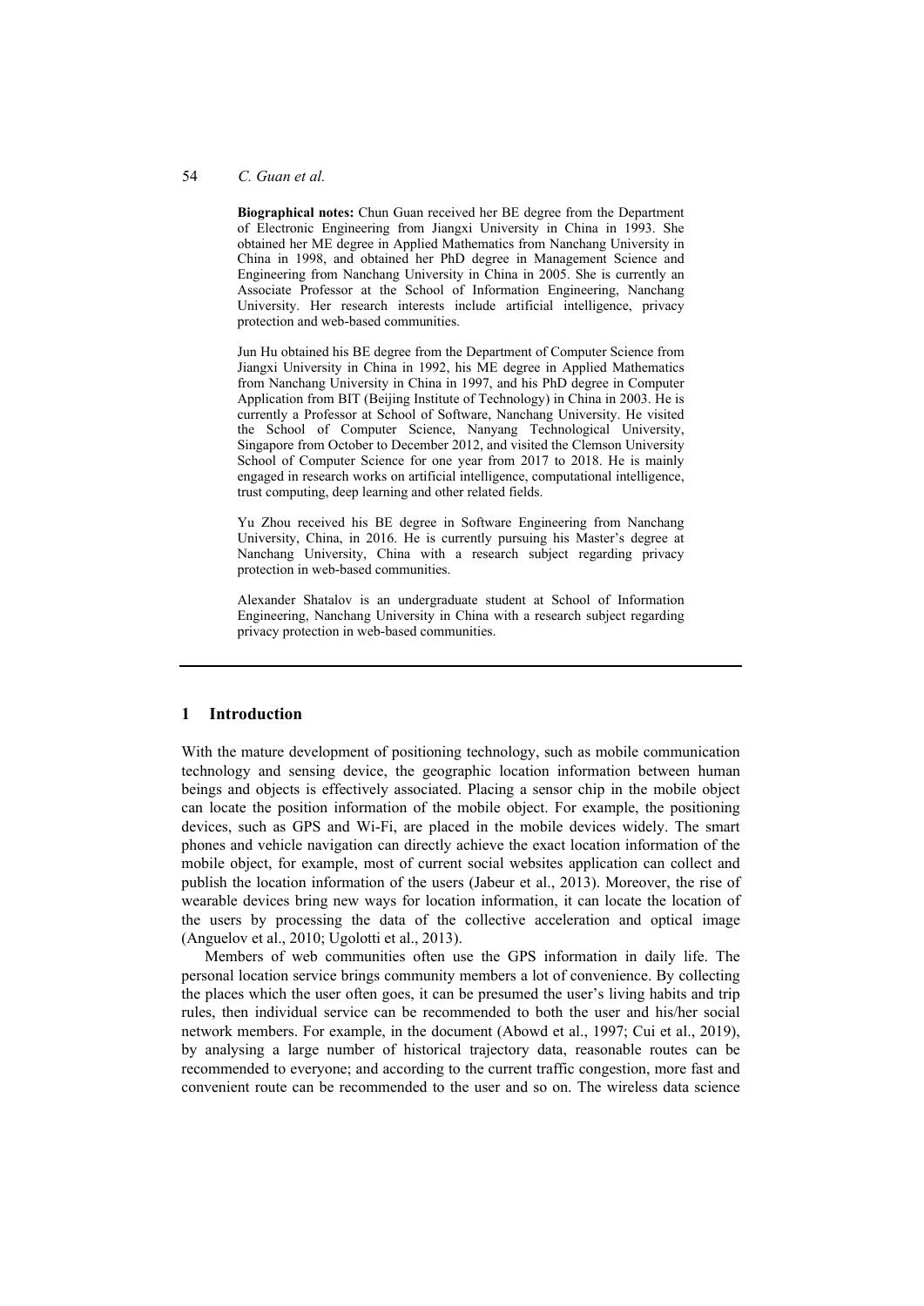**Biographical notes:** Chun Guan received her BE degree from the Department of Electronic Engineering from Jiangxi University in China in 1993. She obtained her ME degree in Applied Mathematics from Nanchang University in China in 1998, and obtained her PhD degree in Management Science and Engineering from Nanchang University in China in 2005. She is currently an Associate Professor at the School of Information Engineering, Nanchang University. Her research interests include artificial intelligence, privacy protection and web-based communities.

Jun Hu obtained his BE degree from the Department of Computer Science from Jiangxi University in China in 1992, his ME degree in Applied Mathematics from Nanchang University in China in 1997, and his PhD degree in Computer Application from BIT (Beijing Institute of Technology) in China in 2003. He is currently a Professor at School of Software, Nanchang University. He visited the School of Computer Science, Nanyang Technological University, Singapore from October to December 2012, and visited the Clemson University School of Computer Science for one year from 2017 to 2018. He is mainly engaged in research works on artificial intelligence, computational intelligence, trust computing, deep learning and other related fields.

Yu Zhou received his BE degree in Software Engineering from Nanchang University, China, in 2016. He is currently pursuing his Master's degree at Nanchang University, China with a research subject regarding privacy protection in web-based communities.

Alexander Shatalov is an undergraduate student at School of Information Engineering, Nanchang University in China with a research subject regarding privacy protection in web-based communities.

## 1 Introduction

With the mature development of positioning technology, such as mobile communication technology and sensing device, the geographic location information between human beings and objects is effectively associated. Placing a sensor chip in the mobile object can locate the position information of the mobile object. For example, the positioning devices, such as GPS and Wi-Fi, are placed in the mobile devices widely. The smart phones and vehicle navigation can directly achieve the exact location information of the mobile object, for example, most of current social websites application can collect and publish the location information of the users (Jabeur et al., 2013). Moreover, the rise of wearable devices bring new ways for location information, it can locate the location of the users by processing the data of the collective acceleration and optical image (Anguelov et al., 2010; Ugolotti et al., 2013).

Members of web communities often use the GPS information in daily life. The personal location service brings community members a lot of convenience. By collecting the places which the user often goes, it can be presumed the user's living habits and trip rules, then individual service can be recommended to both the user and his/her social network members. For example, in the document (Abowd et al., 1997; Cui et al., 2019), by analysing a large number of historical trajectory data, reasonable routes can be recommended to everyone; and according to the current traffic congestion, more fast and convenient route can be recommended to the user and so on. The wireless data science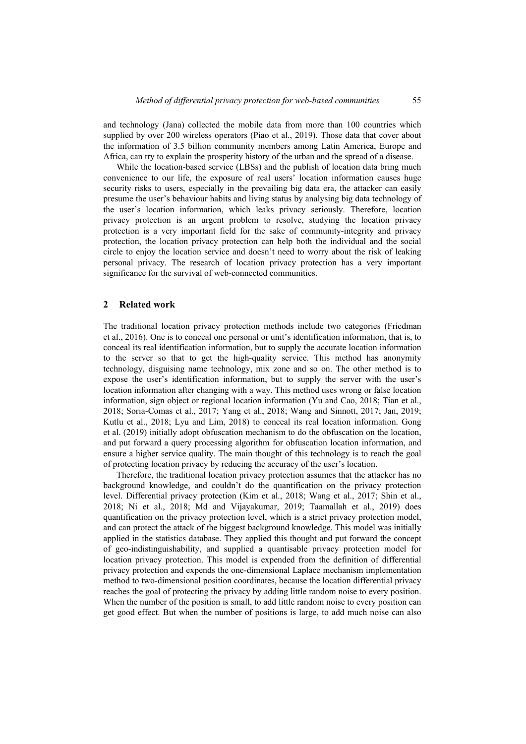and technology (Jana) collected the mobile data from more than 100 countries which supplied by over 200 wireless operators (Piao et al., 2019). Those data that cover about the information of 3.5 billion community members among Latin America, Europe and Africa, can try to explain the prosperity history of the urban and the spread of a disease.

While the location-based service (LBSs) and the publish of location data bring much convenience to our life, the exposure of real users' location information causes huge security risks to users, especially in the prevailing big data era, the attacker can easily presume the user's behaviour habits and living status by analysing big data technology of the user's location information, which leaks privacy seriously. Therefore, location privacy protection is an urgent problem to resolve, studying the location privacy protection is a very important field for the sake of community-integrity and privacy protection, the location privacy protection can help both the individual and the social circle to enjoy the location service and doesn't need to worry about the risk of leaking personal privacy. The research of location privacy protection has a very important significance for the survival of web-connected communities.

## 2 Related work

The traditional location privacy protection methods include two categories (Friedman et al., 2016). One is to conceal one personal or unit's identification information, that is, to conceal its real identification information, but to supply the accurate location information to the server so that to get the high-quality service. This method has anonymity technology, disguising name technology, mix zone and so on. The other method is to expose the user's identification information, but to supply the server with the user's location information after changing with a way. This method uses wrong or false location information, sign object or regional location information (Yu and Cao, 2018; Tian et al., 2018; Soria-Comas et al., 2017; Yang et al., 2018; Wang and Sinnott, 2017; Jan, 2019; Kutlu et al., 2018; Lyu and Lim, 2018) to conceal its real location information. Gong et al. (2019) initially adopt obfuscation mechanism to do the obfuscation on the location, and put forward a query processing algorithm for obfuscation location information, and ensure a higher service quality. The main thought of this technology is to reach the goal of protecting location privacy by reducing the accuracy of the user's location.

Therefore, the traditional location privacy protection assumes that the attacker has no background knowledge, and couldn't do the quantification on the privacy protection level. Differential privacy protection (Kim et al., 2018; Wang et al., 2017; Shin et al., 2018; Ni et al., 2018; Md and Vijayakumar, 2019; Taamallah et al., 2019) does quantification on the privacy protection level, which is a strict privacy protection model, and can protect the attack of the biggest background knowledge. This model was initially applied in the statistics database. They applied this thought and put forward the concept of geo-indistinguishability, and supplied a quantisable privacy protection model for location privacy protection. This model is expended from the definition of differential privacy protection and expends the one-dimensional Laplace mechanism implementation method to two-dimensional position coordinates, because the location differential privacy reaches the goal of protecting the privacy by adding little random noise to every position. When the number of the position is small, to add little random noise to every position can get good effect. But when the number of positions is large, to add much noise can also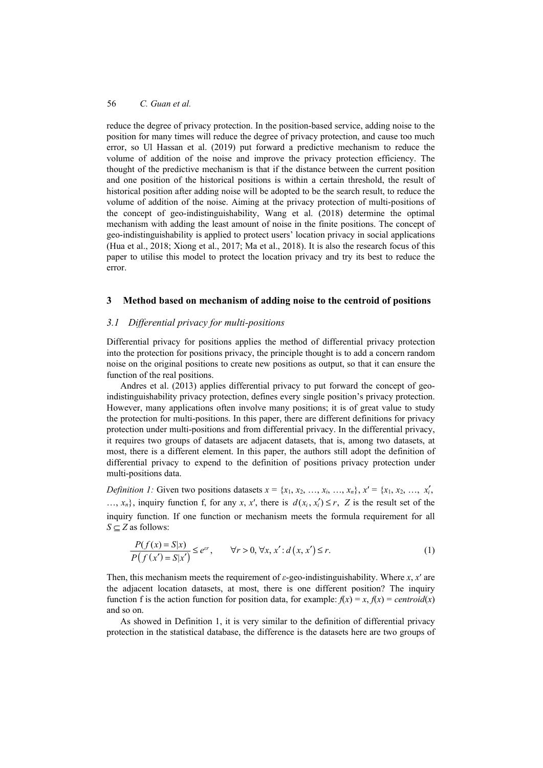reduce the degree of privacy protection. In the position-based service, adding noise to the position for many times will reduce the degree of privacy protection, and cause too much error, so Ul Hassan et al. (2019) put forward a predictive mechanism to reduce the volume of addition of the noise and improve the privacy protection efficiency. The thought of the predictive mechanism is that if the distance between the current position and one position of the historical positions is within a certain threshold, the result of historical position after adding noise will be adopted to be the search result, to reduce the volume of addition of the noise. Aiming at the privacy protection of multi-positions of the concept of geo-indistinguishability, Wang et al. (2018) determine the optimal mechanism with adding the least amount of noise in the finite positions. The concept of geo-indistinguishability is applied to protect users' location privacy in social applications (Hua et al., 2018; Xiong et al., 2017; Ma et al., 2018). It is also the research focus of this paper to utilise this model to protect the location privacy and try its best to reduce the error.

## 3 Method based on mechanism of adding noise to the centroid of positions

### 3.1 *Differential privacy for multi-positions*

Differential privacy for positions applies the method of differential privacy protection into the protection for positions privacy, the principle thought is to add a concern random noise on the original positions to create new positions as output, so that it can ensure the function of the real positions.

Andres et al. (2013) applies differential privacy to put forward the concept of geo-indistinguishability privacy protection, defines every single position's privacy protection. However, many applications often involve many positions; it is of great value to study the protection for multi-positions. In this paper, there are different definitions for privacy protection under multi-positions and from differential privacy. In the differential privacy, it requires two groups of datasets are adjacent datasets, that is, among two datasets, at most, there is a different element. In this paper, the authors still adopt the definition of differential privacy to expend to the definition of positions privacy protection under multi-positions data.

*Definition 1:* Given two positions datasets $x = \{x_1, x_2, \ldots, x_i, \ldots, x_n\}$, $x' = \{x_1, x_2, \ldots, x_i', \ldots, x_n\}$, inquiry function f, for any $x$, $x'$, there is $d(x_i, x_i') \leq r$, $Z$ is the result set of the inquiry function. If one function or mechanism meets the formula requirement for all $S \subseteq Z$ as follows:

$$\frac{P(f(x) = S|x)}{P(f(x') = S|x')} \leq e^{\varepsilon r}, \qquad \forall r > 0, \forall x, x' : d(x, x') \leq r. \tag{1}$$

Then, this mechanism meets the requirement of $\varepsilon$-geo-indistinguishability. Where $x$, $x'$ are the adjacent location datasets, at most, there is one different position? The inquiry function f is the action function for position data, for example: $f(x) = x$, $f(x) = centroid(x)$ and so on.

As showed in Definition 1, it is very similar to the definition of differential privacy protection in the statistical database, the difference is the datasets here are two groups of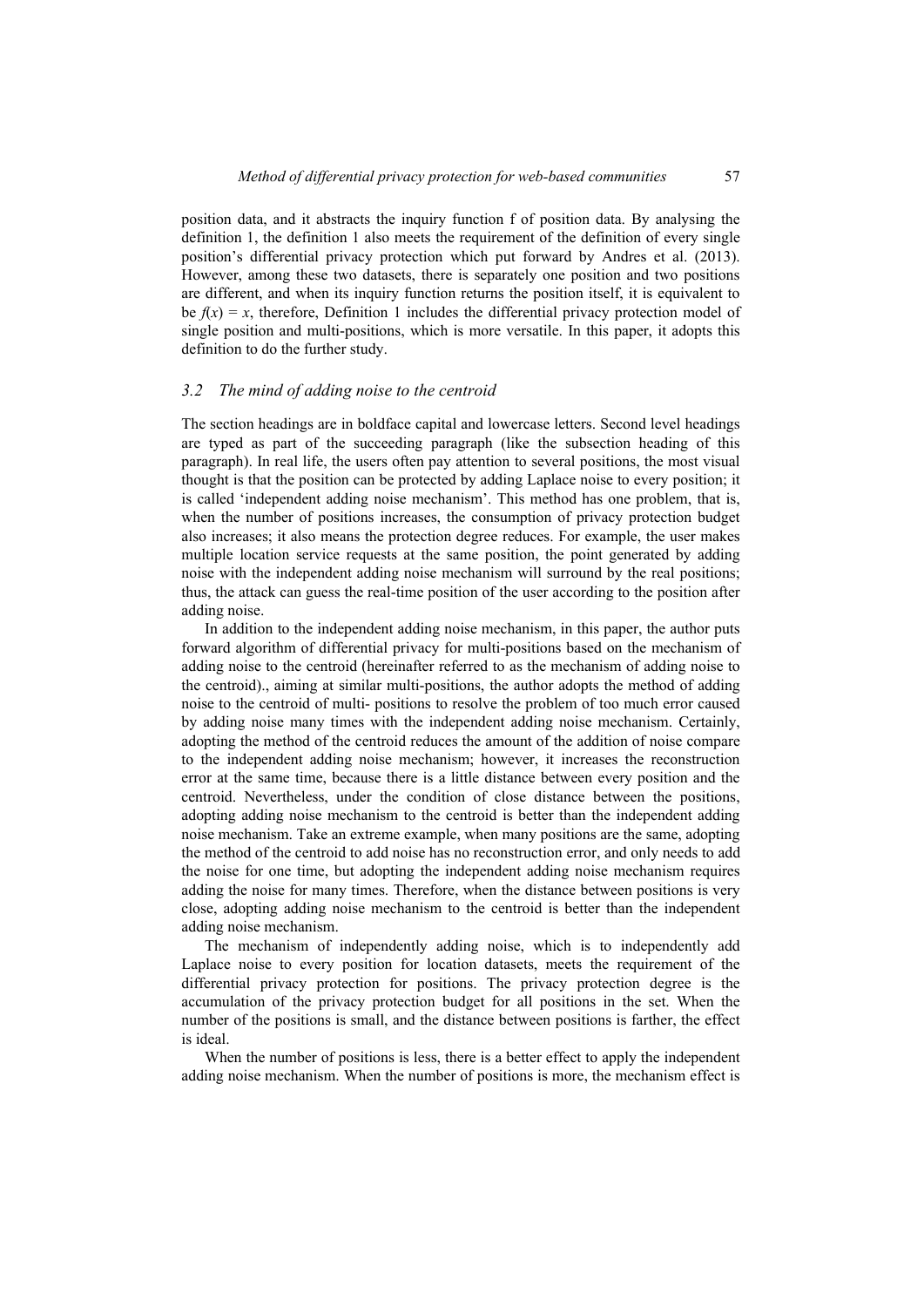position data, and it abstracts the inquiry function f of position data. By analysing the definition 1, the definition 1 also meets the requirement of the definition of every single position's differential privacy protection which put forward by Andres et al. (2013). However, among these two datasets, there is separately one position and two positions are different, and when its inquiry function returns the position itself, it is equivalent to be $f(x) = x$, therefore, Definition 1 includes the differential privacy protection model of single position and multi-positions, which is more versatile. In this paper, it adopts this definition to do the further study.

### *3.2 The mind of adding noise to the centroid*

The section headings are in boldface capital and lowercase letters. Second level headings are typed as part of the succeeding paragraph (like the subsection heading of this paragraph). In real life, the users often pay attention to several positions, the most visual thought is that the position can be protected by adding Laplace noise to every position; it is called 'independent adding noise mechanism'. This method has one problem, that is, when the number of positions increases, the consumption of privacy protection budget also increases; it also means the protection degree reduces. For example, the user makes multiple location service requests at the same position, the point generated by adding noise with the independent adding noise mechanism will surround by the real positions; thus, the attack can guess the real-time position of the user according to the position after adding noise.

In addition to the independent adding noise mechanism, in this paper, the author puts forward algorithm of differential privacy for multi-positions based on the mechanism of adding noise to the centroid (hereinafter referred to as the mechanism of adding noise to the centroid)., aiming at similar multi-positions, the author adopts the method of adding noise to the centroid of multi- positions to resolve the problem of too much error caused by adding noise many times with the independent adding noise mechanism. Certainly, adopting the method of the centroid reduces the amount of the addition of noise compare to the independent adding noise mechanism; however, it increases the reconstruction error at the same time, because there is a little distance between every position and the centroid. Nevertheless, under the condition of close distance between the positions, adopting adding noise mechanism to the centroid is better than the independent adding noise mechanism. Take an extreme example, when many positions are the same, adopting the method of the centroid to add noise has no reconstruction error, and only needs to add the noise for one time, but adopting the independent adding noise mechanism requires adding the noise for many times. Therefore, when the distance between positions is very close, adopting adding noise mechanism to the centroid is better than the independent adding noise mechanism.

The mechanism of independently adding noise, which is to independently add Laplace noise to every position for location datasets, meets the requirement of the differential privacy protection for positions. The privacy protection degree is the accumulation of the privacy protection budget for all positions in the set. When the number of the positions is small, and the distance between positions is farther, the effect is ideal.

When the number of positions is less, there is a better effect to apply the independent adding noise mechanism. When the number of positions is more, the mechanism effect is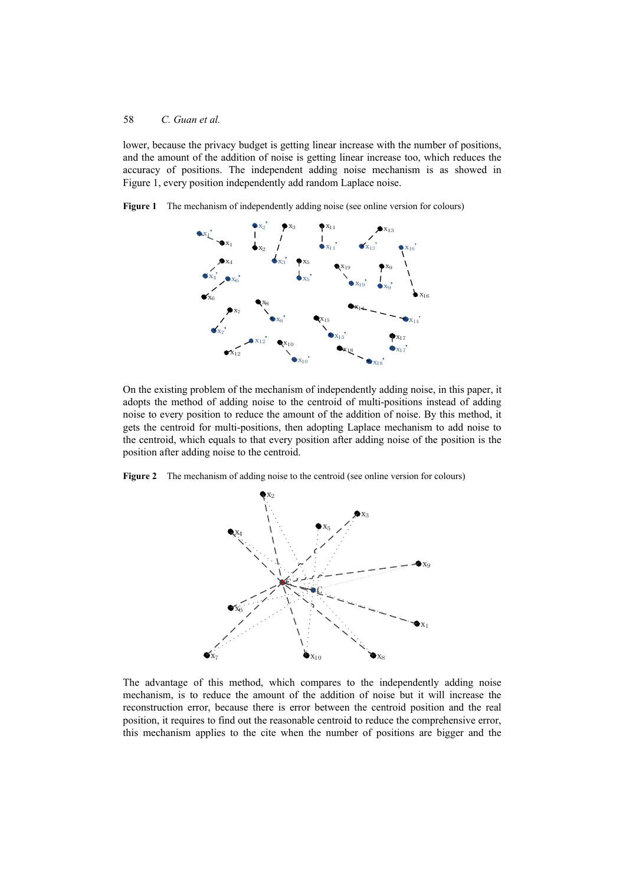lower, because the privacy budget is getting linear increase with the number of positions, and the amount of the addition of noise is getting linear increase too, which reduces the accuracy of positions. The independent adding noise mechanism is as showed in Figure 1, every position independently add random Laplace noise.

**Figure 1** The mechanism of independently adding noise (see online version for colours)

On the existing problem of the mechanism of independently adding noise, in this paper, it adopts the method of adding noise to the centroid of multi-positions instead of adding noise to every position to reduce the amount of the addition of noise. By this method, it gets the centroid for multi-positions, then adopting Laplace mechanism to add noise to the centroid, which equals to that every position after adding noise of the position is the position after adding noise to the centroid.

**Figure 2** The mechanism of adding noise to the centroid (see online version for colours)

The advantage of this method, which compares to the independently adding noise mechanism, is to reduce the amount of the addition of noise but it will increase the reconstruction error, because there is error between the centroid position and the real position, it requires to find out the reasonable centroid to reduce the comprehensive error, this mechanism applies to the cite when the number of positions are bigger and the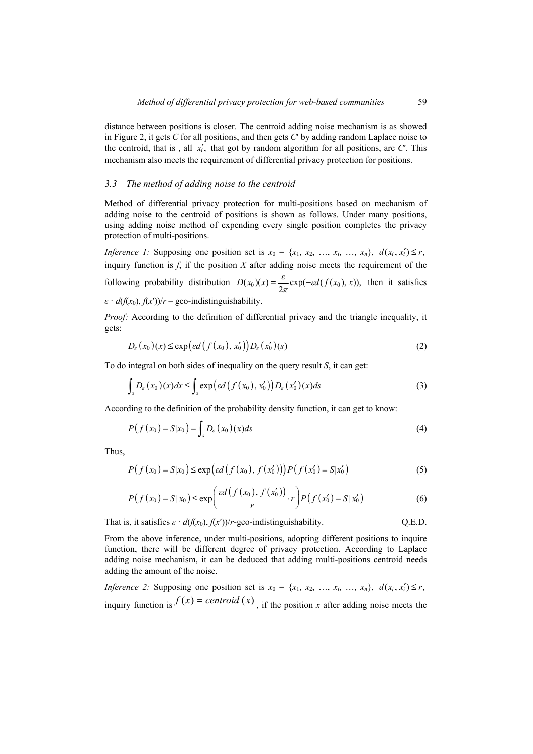distance between positions is closer. The centroid adding noise mechanism is as showed in Figure 2, it gets $C$ for all positions, and then gets $C'$ by adding random Laplace noise to the centroid, that is , all $x_i'$, that got by random algorithm for all positions, are $C'$. This mechanism also meets the requirement of differential privacy protection for positions.

### *3.3 The method of adding noise to the centroid*

Method of differential privacy protection for multi-positions based on mechanism of adding noise to the centroid of positions is shown as follows. Under many positions, using adding noise method of expending every single position completes the privacy protection of multi-positions.

*Inference 1:* Supposing one position set is $x_0 = \{x_1, x_2, \ldots, x_i, \ldots, x_n\}$, $d(x_i, x_i') \le r$, inquiry function is $f$, if the position $X$ after adding noise meets the requirement of the following probability distribution $D(x_0)(x) = \frac{\varepsilon}{2\pi}\exp(-\varepsilon d(f(x_0), x))$, then it satisfies $\varepsilon \cdot d(f(x_0), f(x'))/r$ – geo-indistinguishability.

*Proof:* According to the definition of differential privacy and the triangle inequality, it gets:

$$D_\varepsilon(x_0)(x) \le \exp\left(\varepsilon d\left(f(x_0), x_0'\right)\right) D_\varepsilon(x_0')(s) \tag{2}$$

To do integral on both sides of inequality on the query result $S$, it can get:

$$\int_s D_\varepsilon(x_0)(x)dx \le \int_s \exp\left(\varepsilon d\left(f(x_0), x_0'\right)\right) D_\varepsilon(x_0')(x)ds \tag{3}$$

According to the definition of the probability density function, it can get to know:

$$P\left(f(x_0) = S|x_0\right) = \int_s D_\varepsilon(x_0)(x)ds \tag{4}$$

Thus,

$$P\left(f(x_0) = S|x_0\right) \le \exp\left(\varepsilon d\left(f(x_0), f(x_0')\right)\right) P\left(f(x_0') = S|x_0'\right) \tag{5}$$

$$P\left(f(x_0) = S\,|\,x_0\right) \le \exp\left(\frac{\varepsilon d\left(f(x_0), f(x_0')\right)}{r} \cdot r\right) P\left(f(x_0') = S\,|\,x_0'\right) \tag{6}$$

That is, it satisfies $\varepsilon \cdot d(f(x_0), f(x'))/r$-geo-indistinguishability. Q.E.D.

From the above inference, under multi-positions, adopting different positions to inquire function, there will be different degree of privacy protection. According to Laplace adding noise mechanism, it can be deduced that adding multi-positions centroid needs adding the amount of the noise.

*Inference 2:* Supposing one position set is $x_0 = \{x_1, x_2, \ldots, x_i, \ldots, x_n\}$, $d(x_i, x_i') \le r$, inquiry function is $f(x) = centroid\,(x)$, if the position $x$ after adding noise meets the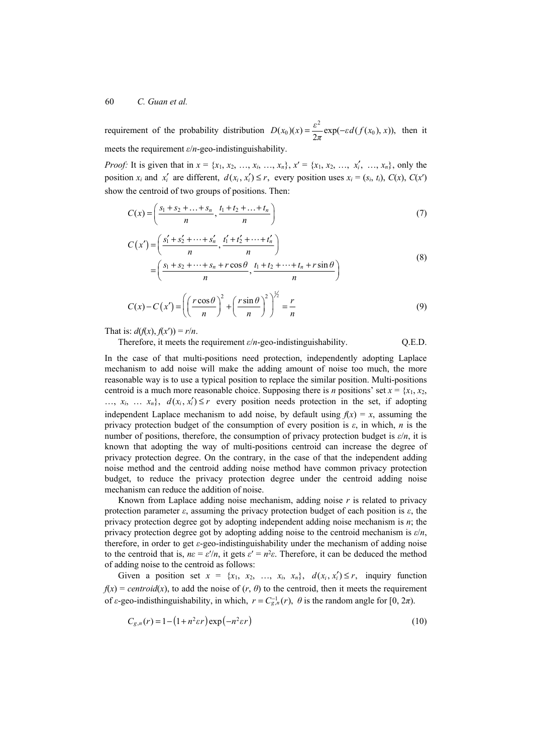requirement of the probability distribution $D(x_0)(x) = \frac{\varepsilon^2}{2\pi} \exp(-\varepsilon d(f(x_0), x))$, then it meets the requirement $\varepsilon/n$-geo-indistinguishability.

*Proof:* It is given that in $x = \{x_1, x_2, \ldots, x_i, \ldots, x_n\}$, $x' = \{x_1, x_2, \ldots, x_i', \ldots, x_n\}$, only the position $x_i$ and $x_i'$ are different, $d(x_i, x_i') \le r$, every position uses $x_i = (s_i, t_i)$, $C(x)$, $C(x')$ show the centroid of two groups of positions. Then:

$$C(x) = \left( \frac{s_1 + s_2 + \ldots + s_n}{n}, \frac{t_1 + t_2 + \ldots + t_n}{n} \right) \tag{7}$$

$$\begin{aligned} C(x') &= \left( \frac{s_1' + s_2' + \cdots + s_n'}{n}, \frac{t_1' + t_2' + \cdots + t_n'}{n} \right) \\ &= \left( \frac{s_1 + s_2 + \cdots + s_n + r\cos\theta}{n}, \frac{t_1 + t_2 + \cdots + t_n + r\sin\theta}{n} \right) \end{aligned} \tag{8}$$

$$C(x) - C(x') = \left( \left( \frac{r\cos\theta}{n} \right)^2 + \left( \frac{r\sin\theta}{n} \right)^2 \right)^{\frac{1}{2}} = \frac{r}{n} \tag{9}$$

That is: $d(f(x), f(x')) = r/n$.

Therefore, it meets the requirement $\varepsilon/n$-geo-indistinguishability. Q.E.D.

In the case of that multi-positions need protection, independently adopting Laplace mechanism to add noise will make the adding amount of noise too much, the more reasonable way is to use a typical position to replace the similar position. Multi-positions centroid is a much more reasonable choice. Supposing there is $n$ positions' set $x = \{x_1, x_2, \ldots, x_i, \ldots x_n\}$, $d(x_i, x_i') \le r$ every position needs protection in the set, if adopting independent Laplace mechanism to add noise, by default using $f(x) = x$, assuming the privacy protection budget of the consumption of every position is $\varepsilon$, in which, $n$ is the number of positions, therefore, the consumption of privacy protection budget is $\varepsilon/n$, it is known that adopting the way of multi-positions centroid can increase the degree of privacy protection degree. On the contrary, in the case of that the independent adding noise method and the centroid adding noise method have common privacy protection budget, to reduce the privacy protection degree under the centroid adding noise mechanism can reduce the addition of noise.

Known from Laplace adding noise mechanism, adding noise $r$ is related to privacy protection parameter $\varepsilon$, assuming the privacy protection budget of each position is $\varepsilon$, the privacy protection degree got by adopting independent adding noise mechanism is $n$; the privacy protection degree got by adopting adding noise to the centroid mechanism is $\varepsilon/n$, therefore, in order to get $\varepsilon$-geo-indistinguishability under the mechanism of adding noise to the centroid that is, $n\varepsilon = \varepsilon'/n$, it gets $\varepsilon' = n^2\varepsilon$. Therefore, it can be deduced the method of adding noise to the centroid as follows:

Given a position set $x = \{x_1, x_2, \ldots, x_i, x_n\}$, $d(x_i, x_i') \le r$, inquiry function $f(x) = centroid(x)$, to add the noise of $(r, \theta)$ to the centroid, then it meets the requirement of $\varepsilon$-geo-indisthinguishability, in which, $r = C_{g,n}^{-1}(r)$, $\theta$ is the random angle for $[0, 2\pi)$.

$$C_{g,n}(r) = 1 - \left(1 + n^2\varepsilon r\right) \exp\left(-n^2\varepsilon r\right) \tag{10}$$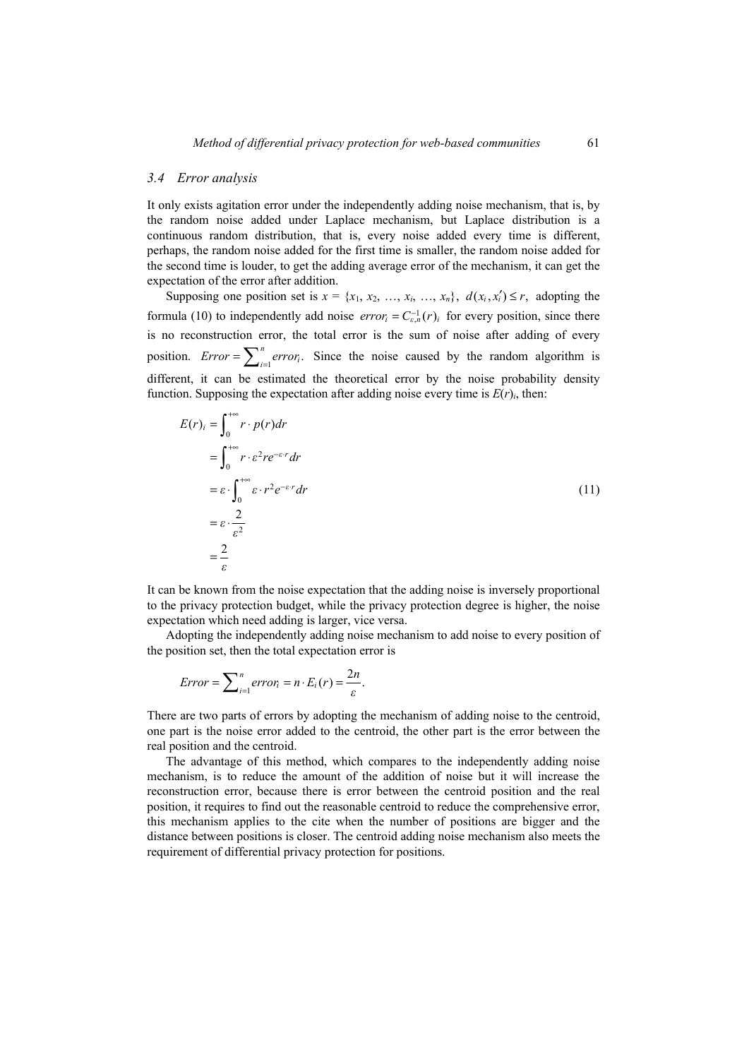### 3.4 Error analysis

It only exists agitation error under the independently adding noise mechanism, that is, by the random noise added under Laplace mechanism, but Laplace distribution is a continuous random distribution, that is, every noise added every time is different, perhaps, the random noise added for the first time is smaller, the random noise added for the second time is louder, to get the adding average error of the mechanism, it can get the expectation of the error after addition.

Supposing one position set is $x = \{x_1, x_2, \ldots, x_i, \ldots, x_n\}$, $d(x_i, x_i') \le r$, adopting the formula (10) to independently add noise $error_i = C_{\varepsilon,n}^{-1}(r)_i$ for every position, since there is no reconstruction error, the total error is the sum of noise after adding of every position. $Error = \sum_{i=1}^{n} error_i$. Since the noise caused by the random algorithm is different, it can be estimated the theoretical error by the noise probability density function. Supposing the expectation after adding noise every time is $E(r)_i$, then:

$$
\begin{aligned}
E(r)_i &= \int_0^{+\infty} r \cdot p(r) dr \\
&= \int_0^{+\infty} r \cdot \varepsilon^2 r e^{-\varepsilon \cdot r} dr \\
&= \varepsilon \cdot \int_0^{+\infty} \varepsilon \cdot r^2 e^{-\varepsilon \cdot r} dr \\
&= \varepsilon \cdot \frac{2}{\varepsilon^2} \\
&= \frac{2}{\varepsilon}
\end{aligned}
\tag{11}
$$

It can be known from the noise expectation that the adding noise is inversely proportional to the privacy protection budget, while the privacy protection degree is higher, the noise expectation which need adding is larger, vice versa.

Adopting the independently adding noise mechanism to add noise to every position of the position set, then the total expectation error is

$$
Error = \sum_{i=1}^{n} error_i = n \cdot E_i(r) = \frac{2n}{\varepsilon}.
$$

There are two parts of errors by adopting the mechanism of adding noise to the centroid, one part is the noise error added to the centroid, the other part is the error between the real position and the centroid.

The advantage of this method, which compares to the independently adding noise mechanism, is to reduce the amount of the addition of noise but it will increase the reconstruction error, because there is error between the centroid position and the real position, it requires to find out the reasonable centroid to reduce the comprehensive error, this mechanism applies to the cite when the number of positions are bigger and the distance between positions is closer. The centroid adding noise mechanism also meets the requirement of differential privacy protection for positions.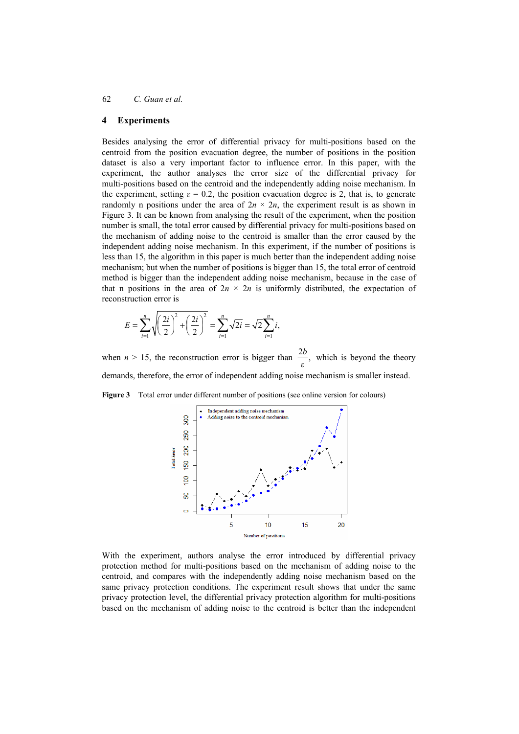## 4 Experiments

Besides analysing the error of differential privacy for multi-positions based on the centroid from the position evacuation degree, the number of positions in the position dataset is also a very important factor to influence error. In this paper, with the experiment, the author analyses the error size of the differential privacy for multi-positions based on the centroid and the independently adding noise mechanism. In the experiment, setting $\varepsilon = 0.2$, the position evacuation degree is 2, that is, to generate randomly n positions under the area of $2n \times 2n$, the experiment result is as shown in Figure 3. It can be known from analysing the result of the experiment, when the position number is small, the total error caused by differential privacy for multi-positions based on the mechanism of adding noise to the centroid is smaller than the error caused by the independent adding noise mechanism. In this experiment, if the number of positions is less than 15, the algorithm in this paper is much better than the independent adding noise mechanism; but when the number of positions is bigger than 15, the total error of centroid method is bigger than the independent adding noise mechanism, because in the case of that n positions in the area of $2n \times 2n$ is uniformly distributed, the expectation of reconstruction error is

$$E = \sum_{i=1}^{n} \sqrt{\left(\frac{2i}{2}\right)^2 + \left(\frac{2i}{2}\right)^2} = \sum_{i=1}^{n} \sqrt{2i} = \sqrt{2}\sum_{i=1}^{n} i,$$

when $n > 15$, the reconstruction error is bigger than $\frac{2b}{\varepsilon}$, which is beyond the theory demands, therefore, the error of independent adding noise mechanism is smaller instead.

**Figure 3** Total error under different number of positions (see online version for colours)

With the experiment, authors analyse the error introduced by differential privacy protection method for multi-positions based on the mechanism of adding noise to the centroid, and compares with the independently adding noise mechanism based on the same privacy protection conditions. The experiment result shows that under the same privacy protection level, the differential privacy protection algorithm for multi-positions based on the mechanism of adding noise to the centroid is better than the independent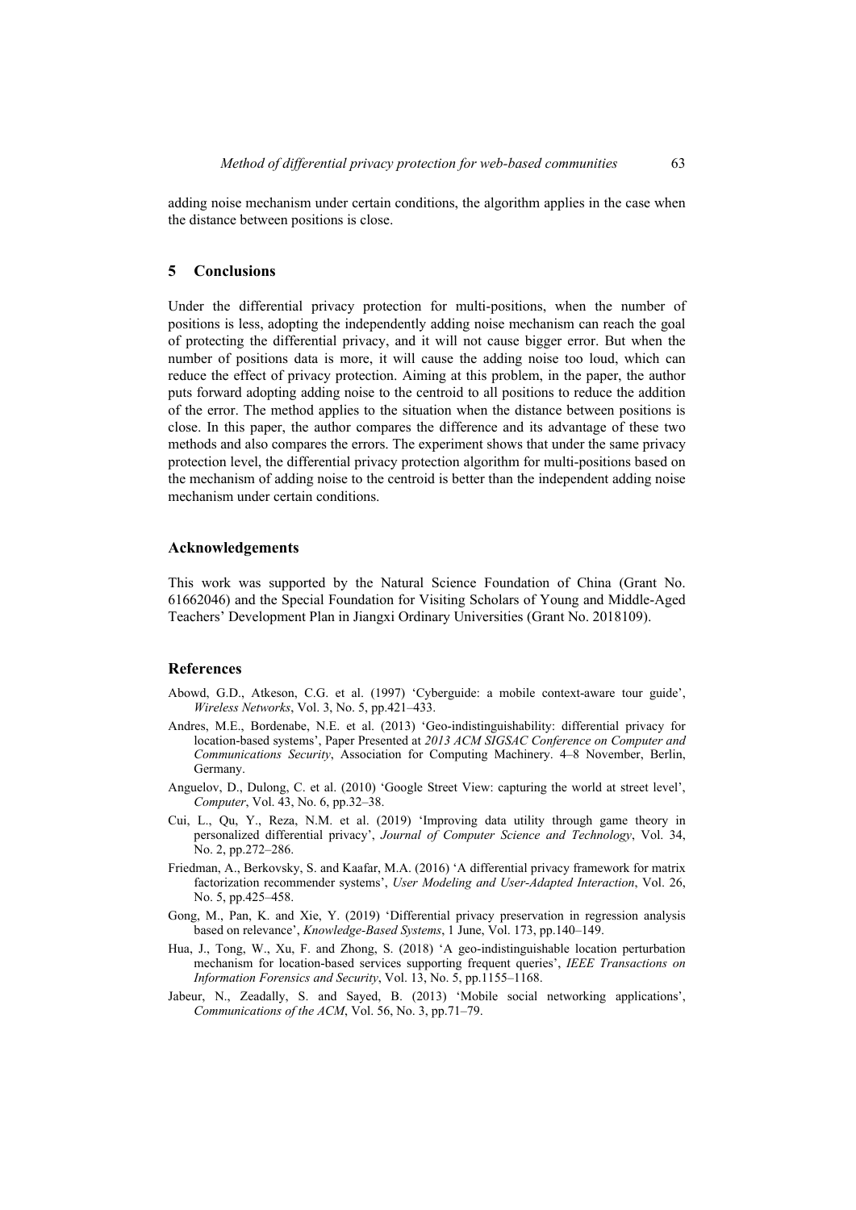adding noise mechanism under certain conditions, the algorithm applies in the case when the distance between positions is close.

## 5 Conclusions

Under the differential privacy protection for multi-positions, when the number of positions is less, adopting the independently adding noise mechanism can reach the goal of protecting the differential privacy, and it will not cause bigger error. But when the number of positions data is more, it will cause the adding noise too loud, which can reduce the effect of privacy protection. Aiming at this problem, in the paper, the author puts forward adopting adding noise to the centroid to all positions to reduce the addition of the error. The method applies to the situation when the distance between positions is close. In this paper, the author compares the difference and its advantage of these two methods and also compares the errors. The experiment shows that under the same privacy protection level, the differential privacy protection algorithm for multi-positions based on the mechanism of adding noise to the centroid is better than the independent adding noise mechanism under certain conditions.

## Acknowledgements

This work was supported by the Natural Science Foundation of China (Grant No. 61662046) and the Special Foundation for Visiting Scholars of Young and Middle-Aged Teachers' Development Plan in Jiangxi Ordinary Universities (Grant No. 2018109).

## References

Abowd, G.D., Atkeson, C.G. et al. (1997) 'Cyberguide: a mobile context-aware tour guide', *Wireless Networks*, Vol. 3, No. 5, pp.421–433.

Andres, M.E., Bordenabe, N.E. et al. (2013) 'Geo-indistinguishability: differential privacy for location-based systems', Paper Presented at *2013 ACM SIGSAC Conference on Computer and Communications Security*, Association for Computing Machinery. 4–8 November, Berlin, Germany.

Anguelov, D., Dulong, C. et al. (2010) 'Google Street View: capturing the world at street level', *Computer*, Vol. 43, No. 6, pp.32–38.

Cui, L., Qu, Y., Reza, N.M. et al. (2019) 'Improving data utility through game theory in personalized differential privacy', *Journal of Computer Science and Technology*, Vol. 34, No. 2, pp.272–286.

Friedman, A., Berkovsky, S. and Kaafar, M.A. (2016) 'A differential privacy framework for matrix factorization recommender systems', *User Modeling and User-Adapted Interaction*, Vol. 26, No. 5, pp.425–458.

Gong, M., Pan, K. and Xie, Y. (2019) 'Differential privacy preservation in regression analysis based on relevance', *Knowledge-Based Systems*, 1 June, Vol. 173, pp.140–149.

Hua, J., Tong, W., Xu, F. and Zhong, S. (2018) 'A geo-indistinguishable location perturbation mechanism for location-based services supporting frequent queries', *IEEE Transactions on Information Forensics and Security*, Vol. 13, No. 5, pp.1155–1168.

Jabeur, N., Zeadally, S. and Sayed, B. (2013) 'Mobile social networking applications', *Communications of the ACM*, Vol. 56, No. 3, pp.71–79.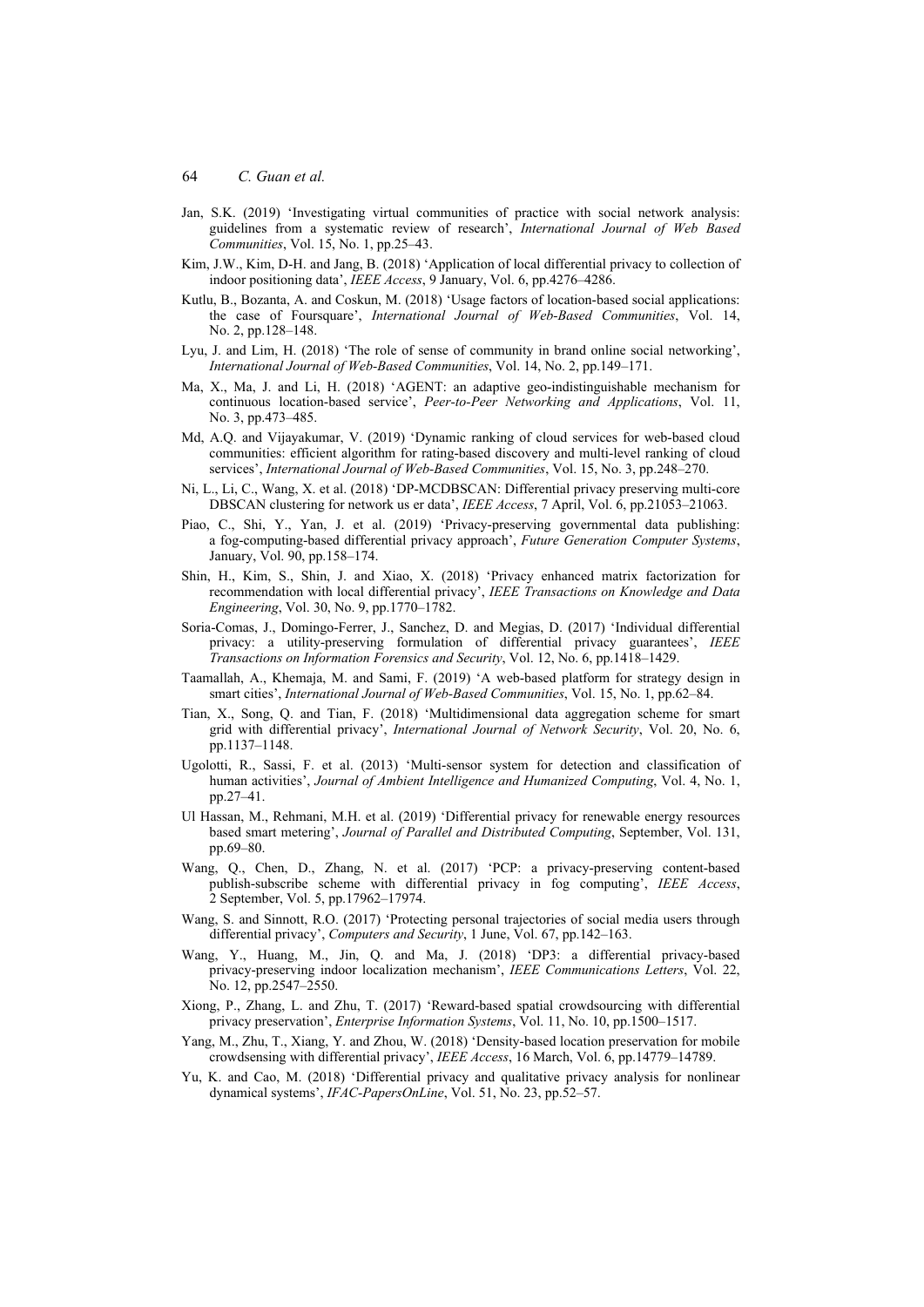Jan, S.K. (2019) 'Investigating virtual communities of practice with social network analysis: guidelines from a systematic review of research', *International Journal of Web Based Communities*, Vol. 15, No. 1, pp.25–43.

Kim, J.W., Kim, D-H. and Jang, B. (2018) 'Application of local differential privacy to collection of indoor positioning data', *IEEE Access*, 9 January, Vol. 6, pp.4276–4286.

Kutlu, B., Bozanta, A. and Coskun, M. (2018) 'Usage factors of location-based social applications: the case of Foursquare', *International Journal of Web-Based Communities*, Vol. 14, No. 2, pp.128–148.

Lyu, J. and Lim, H. (2018) 'The role of sense of community in brand online social networking', *International Journal of Web-Based Communities*, Vol. 14, No. 2, pp.149–171.

Ma, X., Ma, J. and Li, H. (2018) 'AGENT: an adaptive geo-indistinguishable mechanism for continuous location-based service', *Peer-to-Peer Networking and Applications*, Vol. 11, No. 3, pp.473–485.

Md, A.Q. and Vijayakumar, V. (2019) 'Dynamic ranking of cloud services for web-based cloud communities: efficient algorithm for rating-based discovery and multi-level ranking of cloud services', *International Journal of Web-Based Communities*, Vol. 15, No. 3, pp.248–270.

Ni, L., Li, C., Wang, X. et al. (2018) 'DP-MCDBSCAN: Differential privacy preserving multi-core DBSCAN clustering for network us er data', *IEEE Access*, 7 April, Vol. 6, pp.21053–21063.

Piao, C., Shi, Y., Yan, J. et al. (2019) 'Privacy-preserving governmental data publishing: a fog-computing-based differential privacy approach', *Future Generation Computer Systems*, January, Vol. 90, pp.158–174.

Shin, H., Kim, S., Shin, J. and Xiao, X. (2018) 'Privacy enhanced matrix factorization for recommendation with local differential privacy', *IEEE Transactions on Knowledge and Data Engineering*, Vol. 30, No. 9, pp.1770–1782.

Soria-Comas, J., Domingo-Ferrer, J., Sanchez, D. and Megias, D. (2017) 'Individual differential privacy: a utility-preserving formulation of differential privacy guarantees', *IEEE Transactions on Information Forensics and Security*, Vol. 12, No. 6, pp.1418–1429.

Taamallah, A., Khemaja, M. and Sami, F. (2019) 'A web-based platform for strategy design in smart cities', *International Journal of Web-Based Communities*, Vol. 15, No. 1, pp.62–84.

Tian, X., Song, Q. and Tian, F. (2018) 'Multidimensional data aggregation scheme for smart grid with differential privacy', *International Journal of Network Security*, Vol. 20, No. 6, pp.1137–1148.

Ugolotti, R., Sassi, F. et al. (2013) 'Multi-sensor system for detection and classification of human activities', *Journal of Ambient Intelligence and Humanized Computing*, Vol. 4, No. 1, pp.27–41.

Ul Hassan, M., Rehmani, M.H. et al. (2019) 'Differential privacy for renewable energy resources based smart metering', *Journal of Parallel and Distributed Computing*, September, Vol. 131, pp.69–80.

Wang, Q., Chen, D., Zhang, N. et al. (2017) 'PCP: a privacy-preserving content-based publish-subscribe scheme with differential privacy in fog computing', *IEEE Access*, 2 September, Vol. 5, pp.17962–17974.

Wang, S. and Sinnott, R.O. (2017) 'Protecting personal trajectories of social media users through differential privacy', *Computers and Security*, 1 June, Vol. 67, pp.142–163.

Wang, Y., Huang, M., Jin, Q. and Ma, J. (2018) 'DP3: a differential privacy-based privacy-preserving indoor localization mechanism', *IEEE Communications Letters*, Vol. 22, No. 12, pp.2547–2550.

Xiong, P., Zhang, L. and Zhu, T. (2017) 'Reward-based spatial crowdsourcing with differential privacy preservation', *Enterprise Information Systems*, Vol. 11, No. 10, pp.1500–1517.

Yang, M., Zhu, T., Xiang, Y. and Zhou, W. (2018) 'Density-based location preservation for mobile crowdsensing with differential privacy', *IEEE Access*, 16 March, Vol. 6, pp.14779–14789.

Yu, K. and Cao, M. (2018) 'Differential privacy and qualitative privacy analysis for nonlinear dynamical systems', *IFAC-PapersOnLine*, Vol. 51, No. 23, pp.52–57.